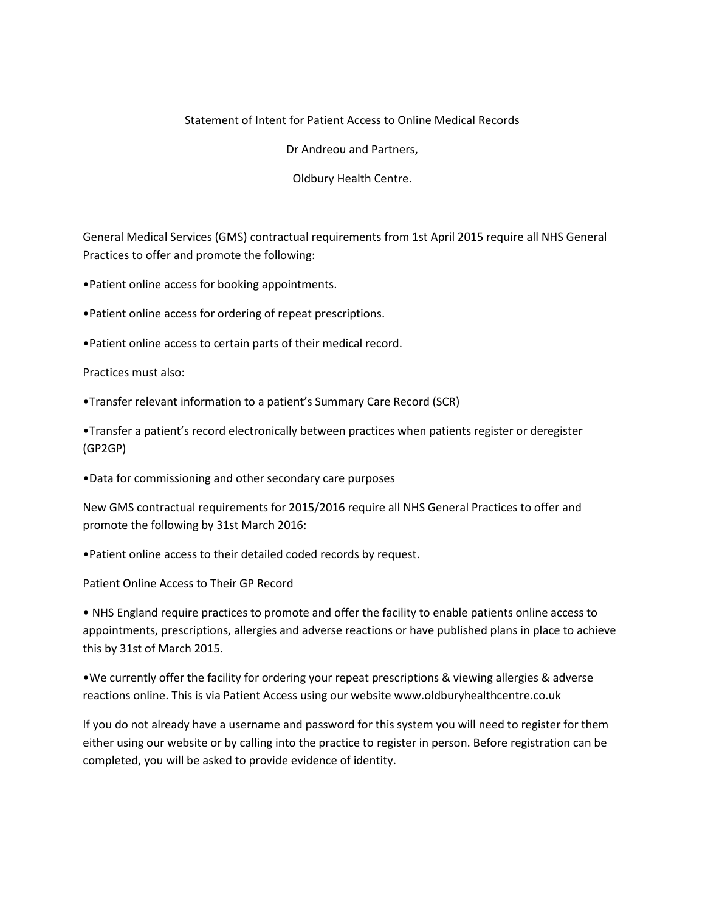# Statement of Intent for Patient Access to Online Medical Records

Dr Andreou and Partners,

Oldbury Health Centre.

General Medical Services (GMS) contractual requirements from 1st April 2015 require all NHS General Practices to offer and promote the following:

- Patient online access for booking appointments.
- Patient online access for ordering of repeat prescriptions.
- Patient online access to certain parts of their medical record.

Practices must also:

- Transfer relevant information to a patient's Summary Care Record (SCR)
- Transfer a patient's record electronically between practices when patients register or deregister (GP2GP)
- Data for commissioning and other secondary care purposes

New GMS contractual requirements for 2015/2016 require all NHS General Practices to offer and promote the following by 31st March 2016:

- Patient online access to their detailed coded records by request.

## Patient Online Access to Their GP Record

- NHS England require practices to promote and offer the facility to enable patients online access to appointments, prescriptions, allergies and adverse reactions or have published plans in place to achieve this by 31st of March 2015.
- We currently offer the facility for ordering your repeat prescriptions & viewing allergies & adverse reactions online. This is via Patient Access using our website www.oldburyhealthcentre.co.uk

If you do not already have a username and password for this system you will need to register for them either using our website or by calling into the practice to register in person. Before registration can be completed, you will be asked to provide evidence of identity.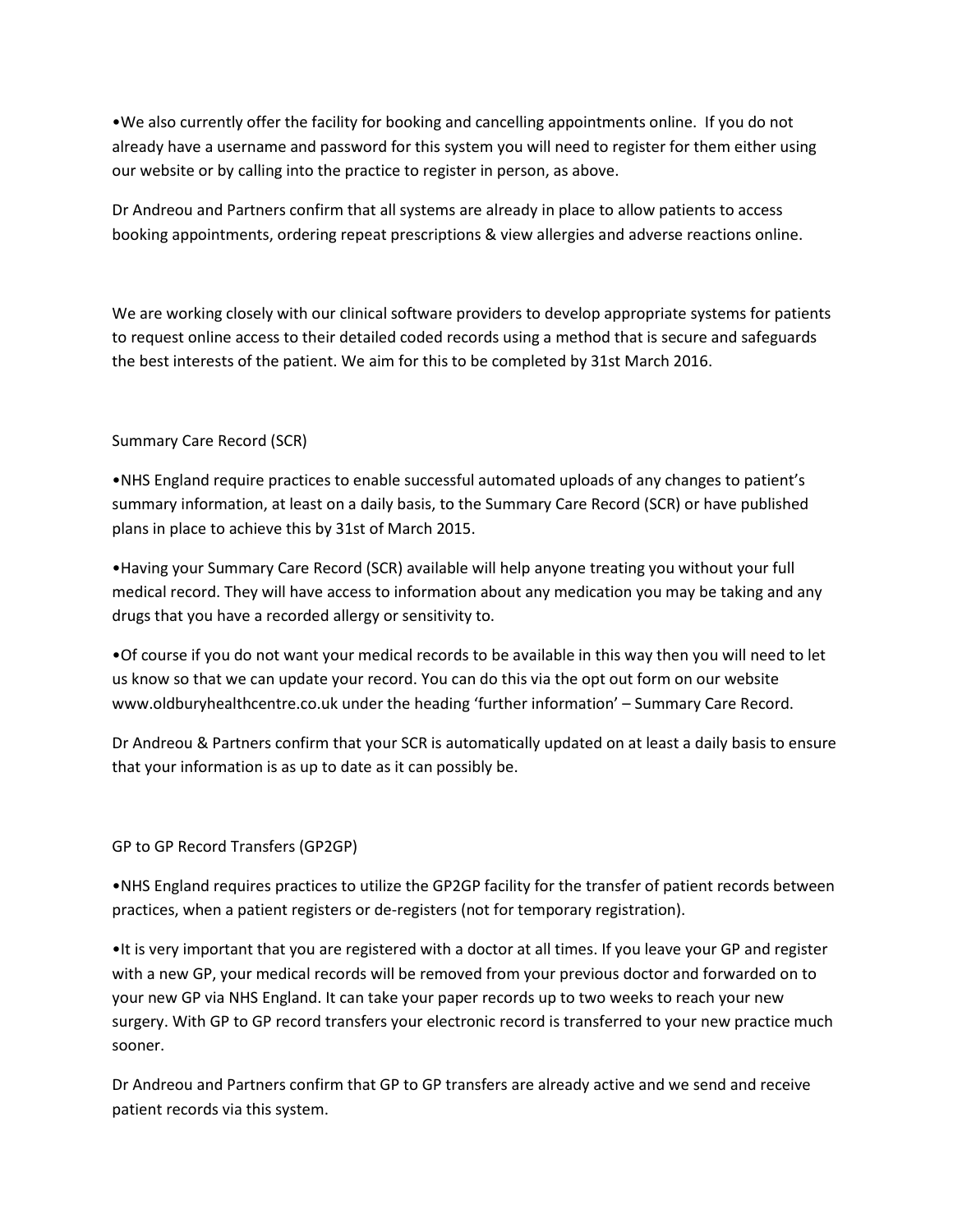•We also currently offer the facility for booking and cancelling appointments online. If you do not already have a username and password for this system you will need to register for them either using our website or by calling into the practice to register in person, as above.

Dr Andreou and Partners confirm that all systems are already in place to allow patients to access booking appointments, ordering repeat prescriptions & view allergies and adverse reactions online.

We are working closely with our clinical software providers to develop appropriate systems for patients to request online access to their detailed coded records using a method that is secure and safeguards the best interests of the patient. We aim for this to be completed by 31st March 2016.

## Summary Care Record (SCR)

•NHS England require practices to enable successful automated uploads of any changes to patient's summary information, at least on a daily basis, to the Summary Care Record (SCR) or have published plans in place to achieve this by 31st of March 2015.

•Having your Summary Care Record (SCR) available will help anyone treating you without your full medical record. They will have access to information about any medication you may be taking and any drugs that you have a recorded allergy or sensitivity to.

•Of course if you do not want your medical records to be available in this way then you will need to let us know so that we can update your record. You can do this via the opt out form on our website www.oldburyhealthcentre.co.uk under the heading 'further information' – Summary Care Record.

Dr Andreou & Partners confirm that your SCR is automatically updated on at least a daily basis to ensure that your information is as up to date as it can possibly be.

## GP to GP Record Transfers (GP2GP)

•NHS England requires practices to utilize the GP2GP facility for the transfer of patient records between practices, when a patient registers or de-registers (not for temporary registration).

•It is very important that you are registered with a doctor at all times. If you leave your GP and register with a new GP, your medical records will be removed from your previous doctor and forwarded on to your new GP via NHS England. It can take your paper records up to two weeks to reach your new surgery. With GP to GP record transfers your electronic record is transferred to your new practice much sooner.

Dr Andreou and Partners confirm that GP to GP transfers are already active and we send and receive patient records via this system.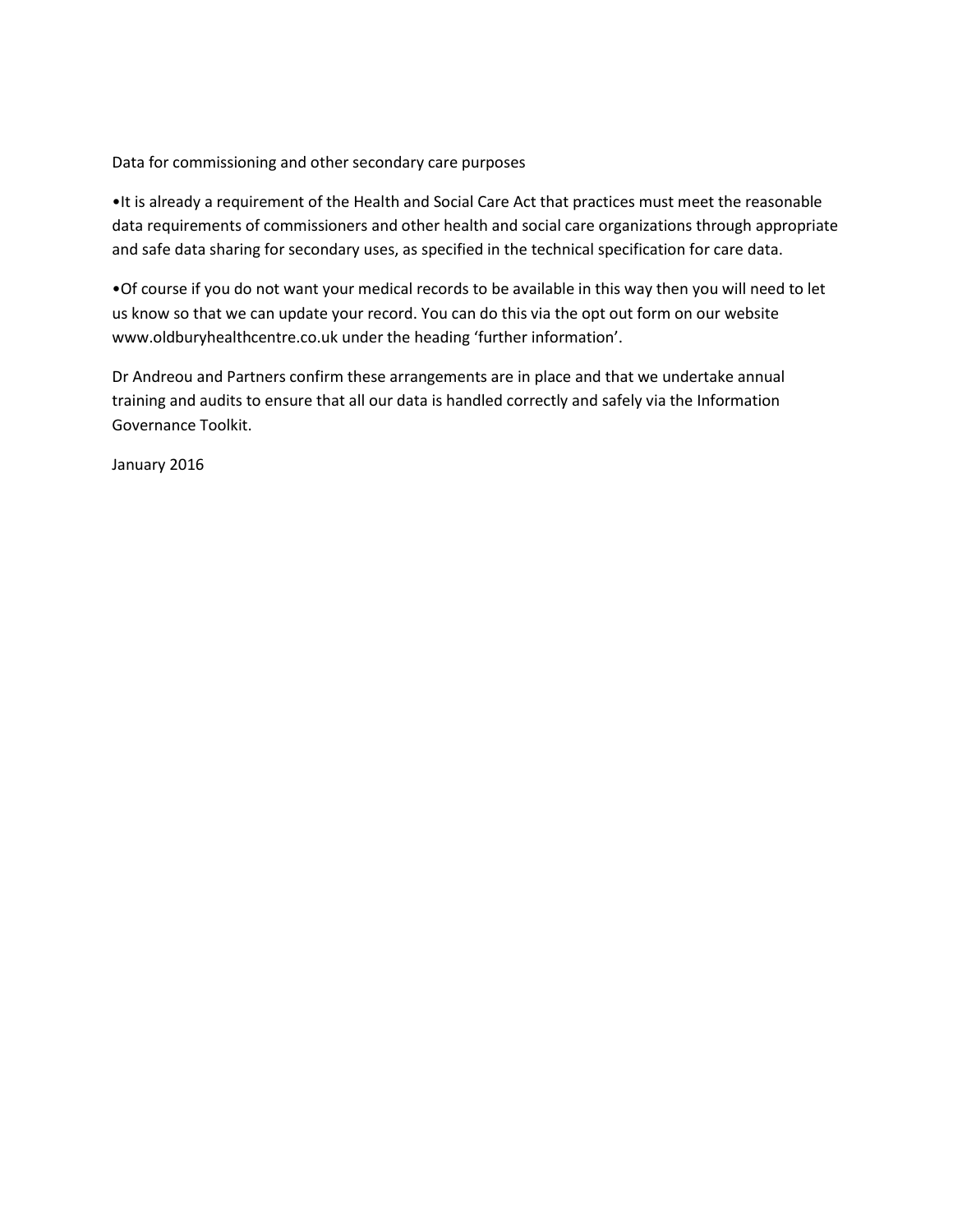Data for commissioning and other secondary care purposes

- It is already a requirement of the Health and Social Care Act that practices must meet the reasonable data requirements of commissioners and other health and social care organizations through appropriate and safe data sharing for secondary uses, as specified in the technical specification for care data.

- Of course if you do not want your medical records to be available in this way then you will need to let us know so that we can update your record. You can do this via the opt out form on our website www.oldburyhealthcentre.co.uk under the heading 'further information'.

Dr Andreou and Partners confirm these arrangements are in place and that we undertake annual training and audits to ensure that all our data is handled correctly and safely via the Information Governance Toolkit.

January 2016